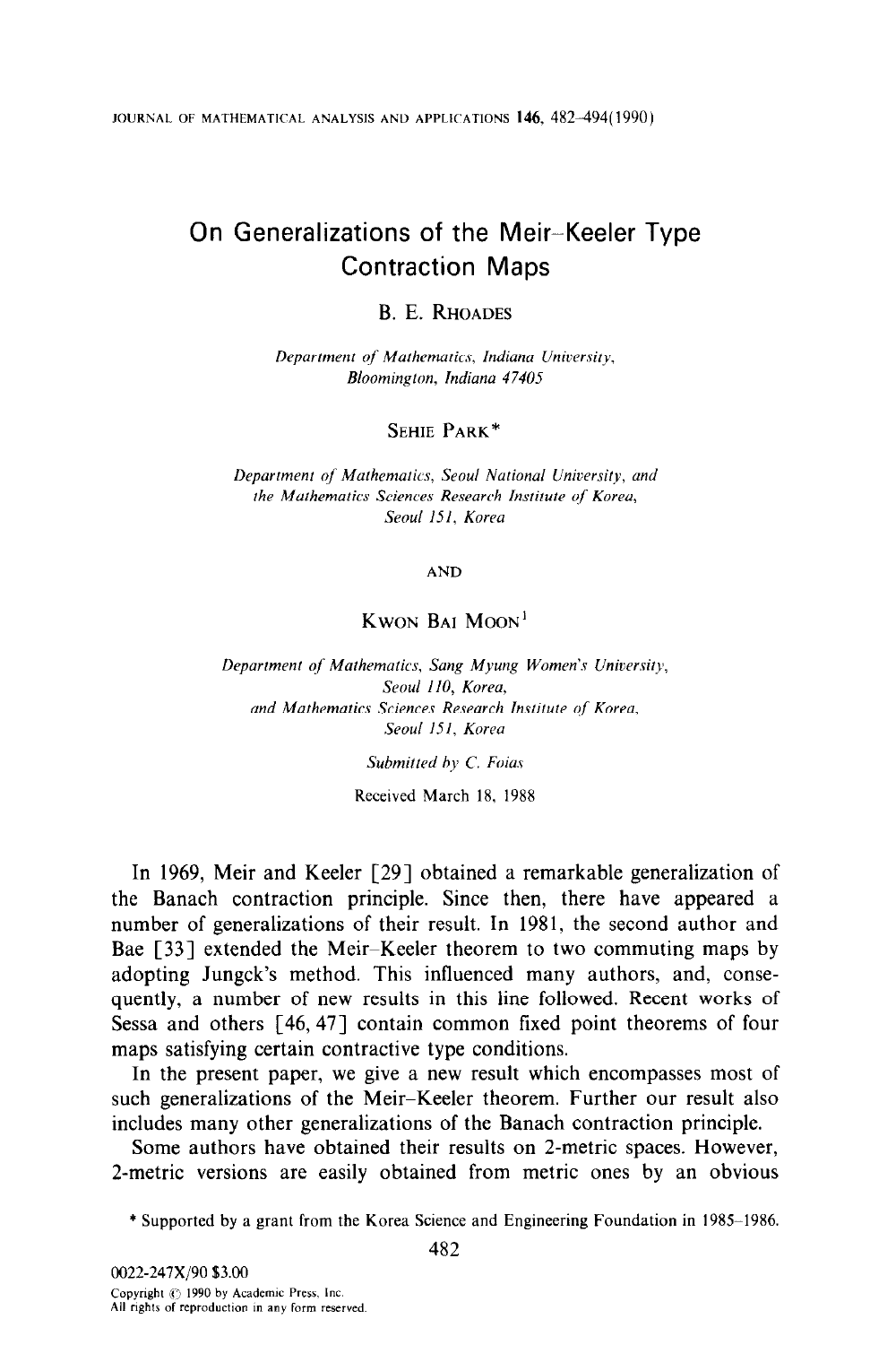# On Generalizations of the Meir–Keeler Type Contraction Maps

B. E. RHOADES

*Department of Mathematics, Indiana University, Bloomington, Indiana 47405*

SEHIE PARK*

*Department of Mathematics, Seoul National University, and the Mathematics Sciences Research Institute of Korea, Seoul 151, Korea*

AND

KWON BAI MOON[1]

*Department of Mathematics, Sang Myung Women's University, Seoul 110, Korea, and Mathematics Sciences Research Institute of Korea, Seoul 151, Korea*

*Submitted by C. Foias*

Received March 18, 1988

In 1969, Meir and Keeler [29] obtained a remarkable generalization of the Banach contraction principle. Since then, there have appeared a number of generalizations of their result. In 1981, the second author and Bae [33] extended the Meir–Keeler theorem to two commuting maps by adopting Jungck's method. This influenced many authors, and, consequently, a number of new results in this line followed. Recent works of Sessa and others [46, 47] contain common fixed point theorems of four maps satisfying certain contractive type conditions.

In the present paper, we give a new result which encompasses most of such generalizations of the Meir–Keeler theorem. Further our result also includes many other generalizations of the Banach contraction principle.

Some authors have obtained their results on 2-metric spaces. However, 2-metric versions are easily obtained from metric ones by an obvious

\* Supported by a grant from the Korea Science and Engineering Foundation in 1985–1986.

0022-247X/90 $3.00

Copyright © 1990 by Academic Press, Inc.
All rights of reproduction in any form reserved.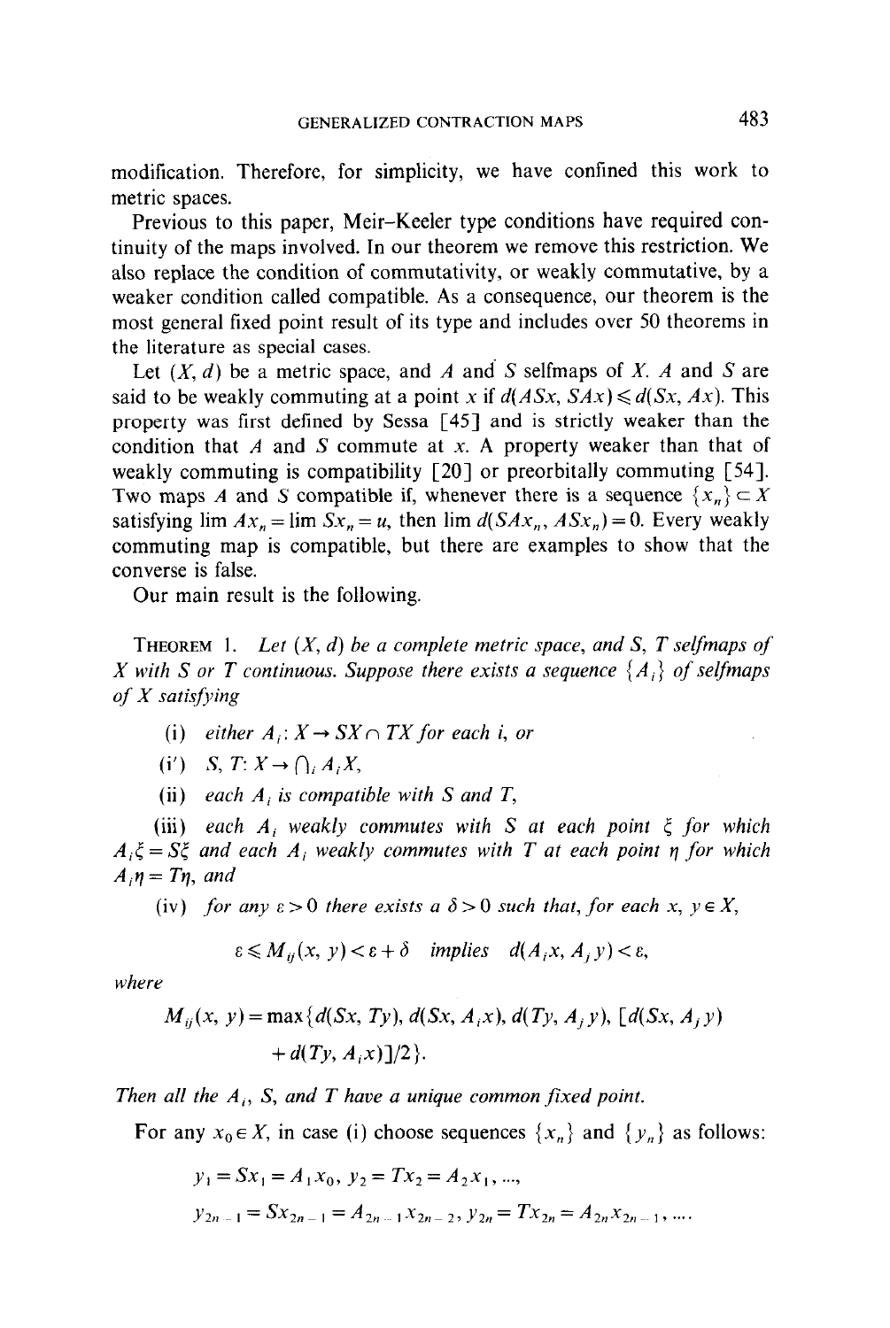modification. Therefore, for simplicity, we have confined this work to metric spaces.

Previous to this paper, Meir–Keeler type conditions have required continuity of the maps involved. In our theorem we remove this restriction. We also replace the condition of commutativity, or weakly commutative, by a weaker condition called compatible. As a consequence, our theorem is the most general fixed point result of its type and includes over 50 theorems in the literature as special cases.

Let $(X, d)$ be a metric space, and $A$ and $S$ selfmaps of $X$. $A$ and $S$ are said to be weakly commuting at a point $x$ if $d(ASx, SAx) \leqslant d(Sx, Ax)$. This property was first defined by Sessa [45] and is strictly weaker than the condition that $A$ and $S$ commute at $x$. A property weaker than that of weakly commuting is compatibility [20] or preorbitally commuting [54]. Two maps $A$ and $S$ compatible if, whenever there is a sequence $\{x_n\} \subset X$ satisfying $\lim Ax_n = \lim Sx_n = u$, then $\lim d(SAx_n, ASx_n) = 0$. Every weakly commuting map is compatible, but there are examples to show that the converse is false.

Our main result is the following.

THEOREM 1. *Let $(X, d)$ be a complete metric space, and $S$, $T$ selfmaps of $X$ with $S$ or $T$ continuous. Suppose there exists a sequence $\{A_i\}$ of selfmaps of $X$ satisfying*

(i) *either $A_i \colon X \to SX \cap TX$ for each $i$, or*

(i′) *$S, T \colon X \to \bigcap_i A_i X$,*

(ii) *each $A_i$ is compatible with $S$ and $T$,*

(iii) *each $A_i$ weakly commutes with $S$ at each point $\xi$ for which $A_i\xi = S\xi$ and each $A_i$ weakly commutes with $T$ at each point $\eta$ for which $A_i\eta = T\eta$, and*

(iv) *for any $\varepsilon > 0$ there exists a $\delta > 0$ such that, for each $x, y \in X$,*

$$\varepsilon \leqslant M_{ij}(x, y) < \varepsilon + \delta \quad \text{implies} \quad d(A_i x, A_j y) < \varepsilon,$$

*where*

$$M_{ij}(x, y) = \max\{d(Sx, Ty), d(Sx, A_i x), d(Ty, A_j y), [d(Sx, A_j y) + d(Ty, A_i x)]/2\}.$$

*Then all the $A_i$, $S$, and $T$ have a unique common fixed point.*

For any $x_0 \in X$, in case (i) choose sequences $\{x_n\}$ and $\{y_n\}$ as follows:

$$y_1 = Sx_1 = A_1 x_0,\ y_2 = Tx_2 = A_2 x_1, \ldots,$$

$$y_{2n-1} = Sx_{2n-1} = A_{2n-1} x_{2n-2},\ y_{2n} = Tx_{2n} = A_{2n} x_{2n-1}, \ldots.$$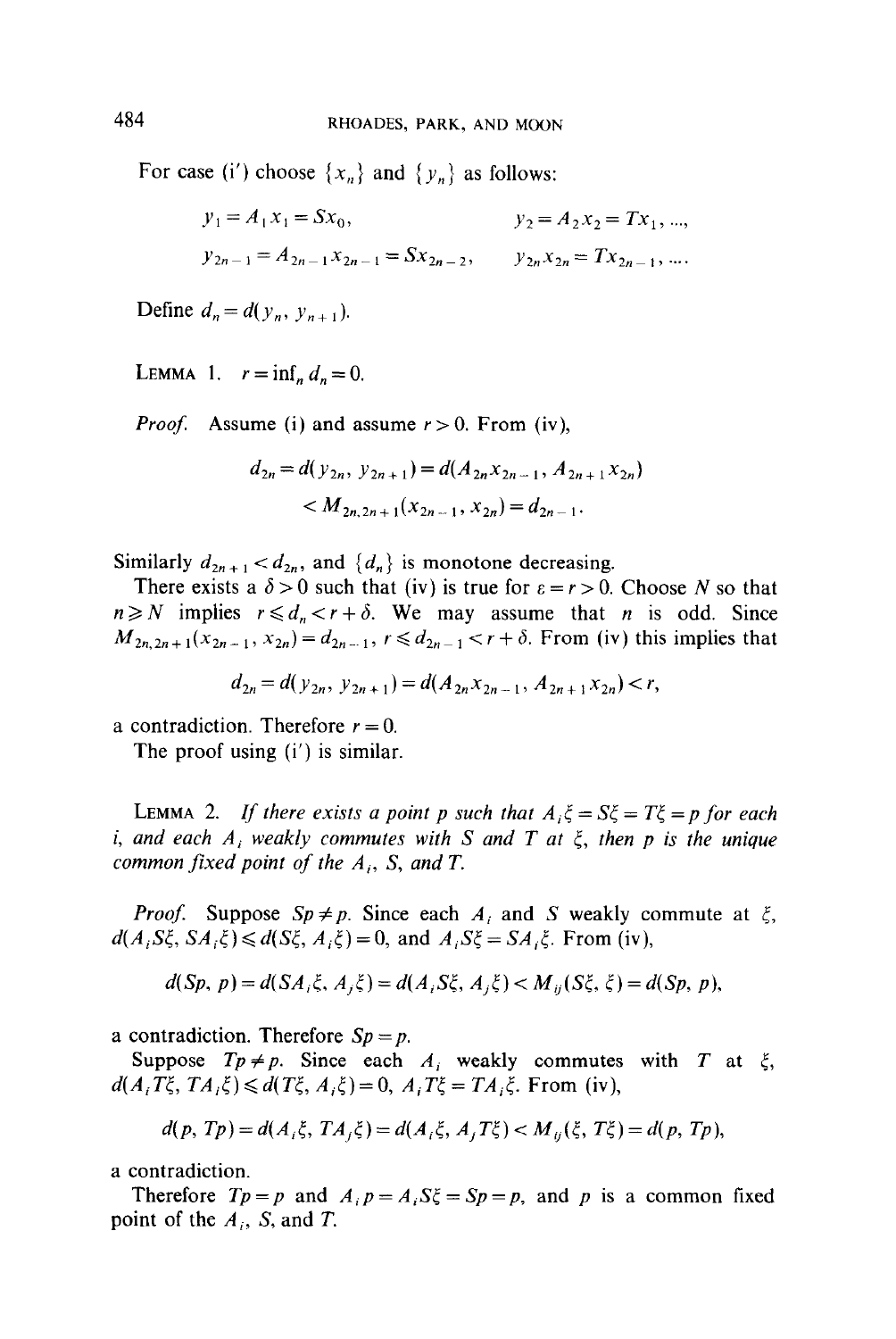For case (i') choose $\{x_n\}$ and $\{y_n\}$ as follows:

$$y_1 = A_1 x_1 = Sx_0, \qquad y_2 = A_2 x_2 = Tx_1, ...,$$

$$y_{2n-1} = A_{2n-1} x_{2n-1} = Sx_{2n-2}, \qquad y_{2n} x_{2n} = Tx_{2n-1}, ....$$

Define $d_n = d(y_n, y_{n+1})$.

LEMMA 1. $r = \inf_n d_n = 0$.

*Proof.* Assume (i) and assume $r > 0$. From (iv),

$$d_{2n} = d(y_{2n}, y_{2n+1}) = d(A_{2n} x_{2n-1}, A_{2n+1} x_{2n}) < M_{2n, 2n+1}(x_{2n-1}, x_{2n}) = d_{2n-1}.$$

Similarly $d_{2n+1} < d_{2n}$, and $\{d_n\}$ is monotone decreasing.

There exists a $\delta > 0$ such that (iv) is true for $\varepsilon = r > 0$. Choose $N$ so that $n \geqslant N$ implies $r \leqslant d_n < r + \delta$. We may assume that $n$ is odd. Since $M_{2n, 2n+1}(x_{2n-1}, x_{2n}) = d_{2n-1}$, $r \leqslant d_{2n-1} < r + \delta$. From (iv) this implies that

$$d_{2n} = d(y_{2n}, y_{2n+1}) = d(A_{2n} x_{2n-1}, A_{2n+1} x_{2n}) < r,$$

a contradiction. Therefore $r = 0$.

The proof using (i') is similar.

LEMMA 2. *If there exists a point $p$ such that $A_i \xi = S\xi = T\xi = p$ for each $i$, and each $A_i$ weakly commutes with $S$ and $T$ at $\xi$, then $p$ is the unique common fixed point of the $A_i$, $S$, and $T$.*

*Proof.* Suppose $Sp \neq p$. Since each $A_i$ and $S$ weakly commute at $\xi$, $d(A_i S\xi, SA_i \xi) \leqslant d(S\xi, A_i \xi) = 0$, and $A_i S\xi = SA_i \xi$. From (iv),

$$d(Sp, p) = d(SA_i \xi, A_j \xi) = d(A_i S\xi, A_j \xi) < M_{ij}(S\xi, \xi) = d(Sp, p),$$

a contradiction. Therefore $Sp = p$.

Suppose $Tp \neq p$. Since each $A_i$ weakly commutes with $T$ at $\xi$, $d(A_i T\xi, TA_i \xi) \leqslant d(T\xi, A_i \xi) = 0$, $A_i T\xi = TA_i \xi$. From (iv),

$$d(p, Tp) = d(A_i \xi, TA_j \xi) = d(A_i \xi, A_j T\xi) < M_{ij}(\xi, T\xi) = d(p, Tp),$$

a contradiction.

Therefore $Tp = p$ and $A_i p = A_i S\xi = Sp = p$, and $p$ is a common fixed point of the $A_i$, $S$, and $T$.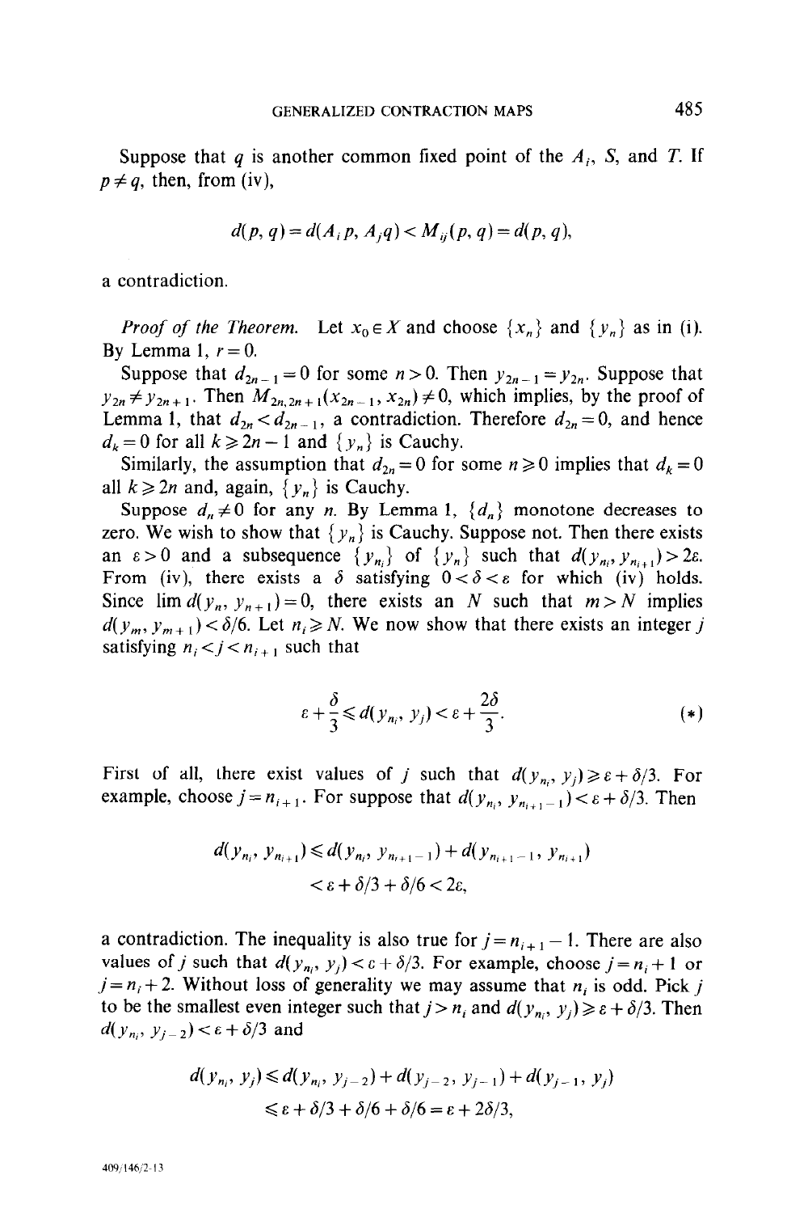Suppose that $q$ is another common fixed point of the $A_i$, $S$, and $T$. If $p \neq q$, then, from (iv),

$$d(p, q) = d(A_i p, A_j q) < M_{ij}(p, q) = d(p, q),$$

a contradiction.

*Proof of the Theorem.* Let $x_0 \in X$ and choose $\{x_n\}$ and $\{y_n\}$ as in (i). By Lemma 1, $r = 0$.

Suppose that $d_{2n-1} = 0$ for some $n > 0$. Then $y_{2n-1} = y_{2n}$. Suppose that $y_{2n} \neq y_{2n+1}$. Then $M_{2n, 2n+1}(x_{2n-1}, x_{2n}) \neq 0$, which implies, by the proof of Lemma 1, that $d_{2n} < d_{2n-1}$, a contradiction. Therefore $d_{2n} = 0$, and hence $d_k = 0$ for all $k \geqslant 2n - 1$ and $\{y_n\}$ is Cauchy.

Similarly, the assumption that $d_{2n} = 0$ for some $n \geqslant 0$ implies that $d_k = 0$ all $k \geqslant 2n$ and, again, $\{y_n\}$ is Cauchy.

Suppose $d_n \neq 0$ for any $n$. By Lemma 1, $\{d_n\}$ monotone decreases to zero. We wish to show that $\{y_n\}$ is Cauchy. Suppose not. Then there exists an $\varepsilon > 0$ and a subsequence $\{y_{n_i}\}$ of $\{y_n\}$ such that $d(y_{n_i}, y_{n_{i+1}}) > 2\varepsilon$. From (iv), there exists a $\delta$ satisfying $0 < \delta < \varepsilon$ for which (iv) holds. Since $\lim d(y_n, y_{n+1}) = 0$, there exists an $N$ such that $m > N$ implies $d(y_m, y_{m+1}) < \delta/6$. Let $n_i \geqslant N$. We now show that there exists an integer $j$ satisfying $n_i < j < n_{i+1}$ such that

$$\varepsilon + \frac{\delta}{3} \leqslant d(y_{n_i}, y_j) < \varepsilon + \frac{2\delta}{3}. \tag{$*$}$$

First of all, there exist values of $j$ such that $d(y_{n_i}, y_j) \geqslant \varepsilon + \delta/3$. For example, choose $j = n_{i+1}$. For suppose that $d(y_{n_i}, y_{n_{i+1}-1}) < \varepsilon + \delta/3$. Then

$$\begin{aligned} d(y_{n_i}, y_{n_{i+1}}) &\leqslant d(y_{n_i}, y_{n_{i+1}-1}) + d(y_{n_{i+1}-1}, y_{n_{i+1}}) \\ &< \varepsilon + \delta/3 + \delta/6 < 2\varepsilon, \end{aligned}$$

a contradiction. The inequality is also true for $j = n_{i+1} - 1$. There are also values of $j$ such that $d(y_{n_i}, y_j) < \varepsilon + \delta/3$. For example, choose $j = n_i + 1$ or $j = n_i + 2$. Without loss of generality we may assume that $n_i$ is odd. Pick $j$ to be the smallest even integer such that $j > n_i$ and $d(y_{n_i}, y_j) \geqslant \varepsilon + \delta/3$. Then $d(y_{n_i}, y_{j-2}) < \varepsilon + \delta/3$ and

$$\begin{aligned} d(y_{n_i}, y_j) &\leqslant d(y_{n_i}, y_{j-2}) + d(y_{j-2}, y_{j-1}) + d(y_{j-1}, y_j) \\ &\leqslant \varepsilon + \delta/3 + \delta/6 + \delta/6 = \varepsilon + 2\delta/3, \end{aligned}$$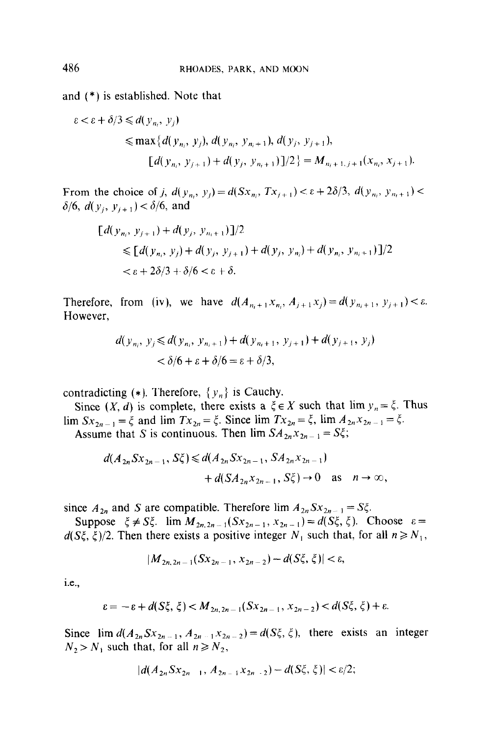and (*) is established. Note that

$$\begin{aligned}
\varepsilon < \varepsilon + \delta/3 &\leqslant d(y_{n_i}, y_j) \\
&\leqslant \max\{d(y_{n_i}, y_j), d(y_{n_i}, y_{n_i+1}), d(y_j, y_{j+1}), \\
&\qquad [d(y_{n_i}, y_{j+1}) + d(y_j, y_{n_i+1})]/2\} = M_{n_i+1, j+1}(x_{n_i}, x_{j+1}).
\end{aligned}$$

From the choice of $j$, $d(y_{n_i}, y_j) = d(Sx_{n_i}, Tx_{j+1}) < \varepsilon + 2\delta/3$, $d(y_{n_i}, y_{n_i+1}) < \delta/6$, $d(y_j, y_{j+1}) < \delta/6$, and

$$\begin{aligned}
&[d(y_{n_i}, y_{j+1}) + d(y_j, y_{n_i+1})]/2 \\
&\qquad \leqslant [d(y_{n_i}, y_j) + d(y_j, y_{j+1}) + d(y_j, y_{n_i}) + d(y_{n_i}, y_{n_i+1})]/2 \\
&\qquad < \varepsilon + 2\delta/3 + \delta/6 < \varepsilon + \delta.
\end{aligned}$$

Therefore, from (iv), we have $d(A_{n_i+1}x_{n_i}, A_{j+1}x_j) = d(y_{n_i+1}, y_{j+1}) < \varepsilon$. However,

$$\begin{aligned}
d(y_{n_i}, y_j &\leqslant d(y_{n_i}, y_{n_i+1}) + d(y_{n_i+1}, y_{j+1}) + d(y_{j+1}, y_j) \\
&< \delta/6 + \varepsilon + \delta/6 = \varepsilon + \delta/3,
\end{aligned}$$

contradicting (*). Therefore, $\{y_n\}$ is Cauchy.

Since $(X, d)$ is complete, there exists a $\xi \in X$ such that $\lim y_n = \xi$. Thus $\lim Sx_{2n-1} = \xi$ and $\lim Tx_{2n} = \xi$. Since $\lim Tx_{2n} = \xi$, $\lim A_{2n}x_{2n-1} = \xi$.

Assume that $S$ is continuous. Then $\lim SA_{2n}x_{2n-1} = S\xi$;

$$\begin{aligned}
d(A_{2n}Sx_{2n-1}, S\xi) &\leqslant d(A_{2n}Sx_{2n-1}, SA_{2n}x_{2n-1}) \\
&\quad + d(SA_{2n}x_{2n-1}, S\xi) \to 0 \quad \text{as} \quad n \to \infty,
\end{aligned}$$

since $A_{2n}$ and $S$ are compatible. Therefore $\lim A_{2n}Sx_{2n-1} = S\xi$.

Suppose $\xi \neq S\xi$. $\lim M_{2n,2n-1}(Sx_{2n-1}, x_{2n-1}) = d(S\xi, \xi)$. Choose $\varepsilon = d(S\xi, \xi)/2$. Then there exists a positive integer $N_1$ such that, for all $n \geqslant N_1$,

$$|M_{2n,2n-1}(Sx_{2n-1}, x_{2n-2}) - d(S\xi, \xi)| < \varepsilon,$$

i.e.,

$$\varepsilon = -\varepsilon + d(S\xi, \xi) < M_{2n,2n-1}(Sx_{2n-1}, x_{2n-2}) < d(S\xi, \xi) + \varepsilon.$$

Since $\lim d(A_{2n}Sx_{2n-1}, A_{2n-1}x_{2n-2}) = d(S\xi, \xi)$, there exists an integer $N_2 > N_1$ such that, for all $n \geqslant N_2$,

$$|d(A_{2n}Sx_{2n-1}, A_{2n-1}x_{2n-2}) - d(S\xi, \xi)| < \varepsilon/2;$$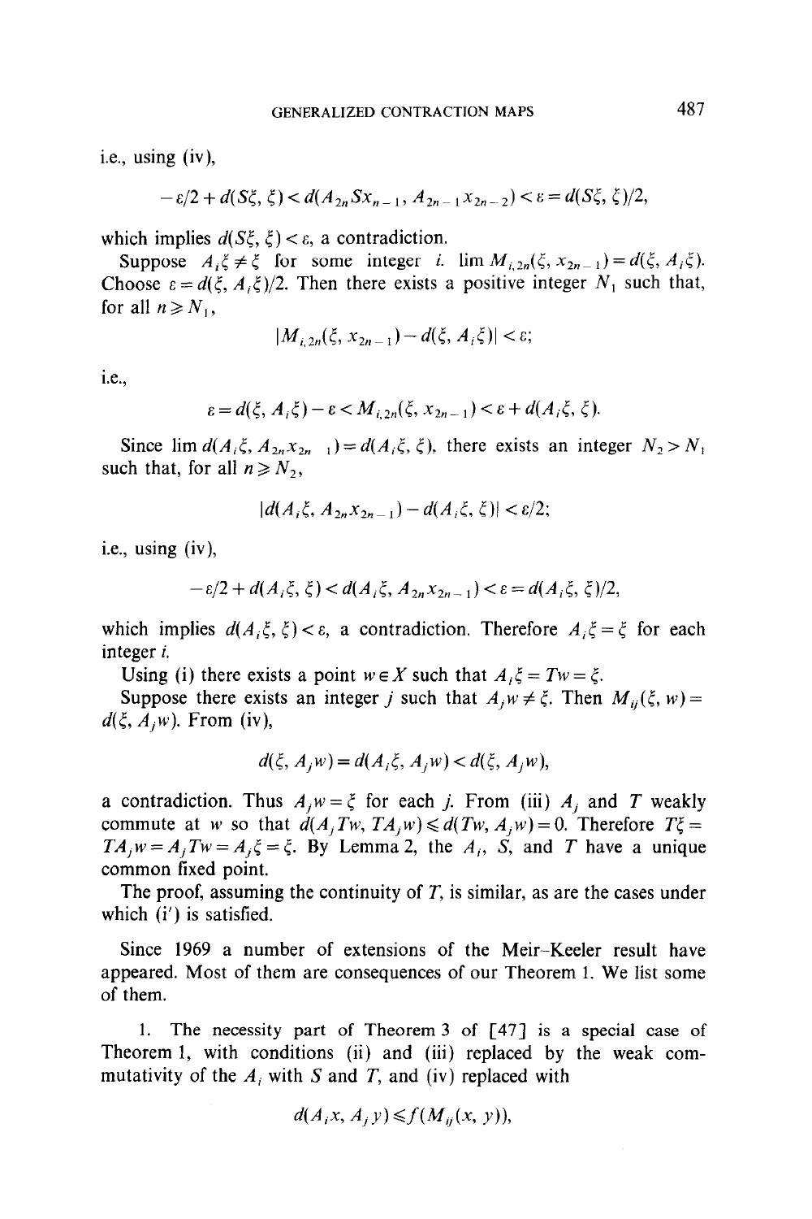i.e., using (iv),

$$-\varepsilon/2 + d(S\xi, \xi) < d(A_{2n}Sx_{n-1}, A_{2n-1}x_{2n-2}) < \varepsilon = d(S\xi, \xi)/2,$$

which implies $d(S\xi, \xi) < \varepsilon$, a contradiction.

Suppose $A_i\xi \neq \xi$ for some integer $i$. $\lim M_{i,2n}(\xi, x_{2n-1}) = d(\xi, A_i\xi)$. Choose $\varepsilon = d(\xi, A_i\xi)/2$. Then there exists a positive integer $N_1$ such that, for all $n \geqslant N_1$,

$$|M_{i,2n}(\xi, x_{2n-1}) - d(\xi, A_i\xi)| < \varepsilon;$$

i.e.,

$$\varepsilon = d(\xi, A_i\xi) - \varepsilon < M_{i,2n}(\xi, x_{2n-1}) < \varepsilon + d(A_i\xi, \xi).$$

Since $\lim d(A_i\xi, A_{2n}x_{2n-1}) = d(A_i\xi, \xi)$, there exists an integer $N_2 > N_1$ such that, for all $n \geqslant N_2$,

$$|d(A_i\xi, A_{2n}x_{2n-1}) - d(A_i\xi, \xi)| < \varepsilon/2;$$

i.e., using (iv),

$$-\varepsilon/2 + d(A_i\xi, \xi) < d(A_i\xi, A_{2n}x_{2n-1}) < \varepsilon = d(A_i\xi, \xi)/2,$$

which implies $d(A_i\xi, \xi) < \varepsilon$, a contradiction. Therefore $A_i\xi = \xi$ for each integer $i$.

Using (i) there exists a point $w \in X$ such that $A_i\xi = Tw = \xi$.

Suppose there exists an integer $j$ such that $A_jw \neq \xi$. Then $M_{ij}(\xi, w) = d(\xi, A_jw)$. From (iv),

$$d(\xi, A_jw) = d(A_i\xi, A_jw) < d(\xi, A_jw),$$

a contradiction. Thus $A_jw = \xi$ for each $j$. From (iii) $A_j$ and $T$ weakly commute at $w$ so that $d(A_jTw, TA_jw) \leqslant d(Tw, A_jw) = 0$. Therefore $T\xi = TA_jw = A_jTw = A_j\xi = \xi$. By Lemma 2, the $A_i$, $S$, and $T$ have a unique common fixed point.

The proof, assuming the continuity of $T$, is similar, as are the cases under which (i′) is satisfied.

Since 1969 a number of extensions of the Meir–Keeler result have appeared. Most of them are consequences of our Theorem 1. We list some of them.

1. The necessity part of Theorem 3 of [47] is a special case of Theorem 1, with conditions (ii) and (iii) replaced by the weak commutativity of the $A_i$ with $S$ and $T$, and (iv) replaced with

$$d(A_ix, A_jy) \leqslant f(M_{ij}(x, y)),$$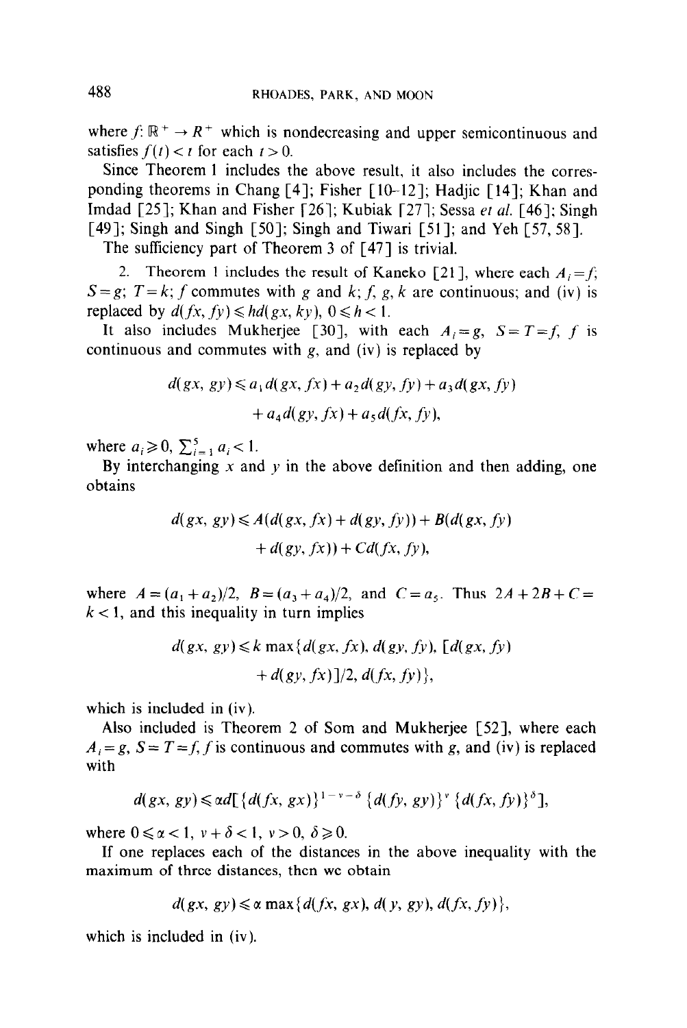where $f: \mathbb{R}^+ \to R^+$ which is nondecreasing and upper semicontinuous and satisfies $f(t) < t$ for each $t > 0$.

Since Theorem 1 includes the above result, it also includes the corresponding theorems in Chang [4]; Fisher [10–12]; Hadjic [14]; Khan and Imdad [25]; Khan and Fisher [26]; Kubiak [27]; Sessa *et al.* [46]; Singh [49]; Singh and Singh [50]; Singh and Tiwari [51]; and Yeh [57, 58].

The sufficiency part of Theorem 3 of [47] is trivial.

2. Theorem 1 includes the result of Kaneko [21], where each $A_i = f$; $S = g$; $T = k$; $f$ commutes with $g$ and $k$; $f$, $g$, $k$ are continuous; and (iv) is replaced by $d(fx, fy) \leqslant h d(gx, ky)$, $0 \leqslant h < 1$.

It also includes Mukherjee [30], with each $A_i = g$, $S = T = f$, $f$ is continuous and commutes with $g$, and (iv) is replaced by

$$d(gx, gy) \leqslant a_1 d(gx, fx) + a_2 d(gy, fy) + a_3 d(gx, fy)$$
$$+ a_4 d(gy, fx) + a_5 d(fx, fy),$$

where $a_i \geqslant 0$, $\sum_{i=1}^{5} a_i < 1$.

By interchanging $x$ and $y$ in the above definition and then adding, one obtains

$$d(gx, gy) \leqslant A(d(gx, fx) + d(gy, fy)) + B(d(gx, fy)$$
$$+ d(gy, fx)) + C d(fx, fy),$$

where $A = (a_1 + a_2)/2$, $B = (a_3 + a_4)/2$, and $C = a_5$. Thus $2A + 2B + C = k < 1$, and this inequality in turn implies

$$d(gx, gy) \leqslant k \max\{d(gx, fx), d(gy, fy), [d(gx, fy)$$
$$+ d(gy, fx)]/2, d(fx, fy)\},$$

which is included in (iv).

Also included is Theorem 2 of Som and Mukherjee [52], where each $A_i = g$, $S = T = f$, $f$ is continuous and commutes with $g$, and (iv) is replaced with

$$d(gx, gy) \leqslant \alpha d[\{d(fx, gx)\}^{1-\nu-\delta} \{d(fy, gy)\}^{\nu} \{d(fx, fy)\}^{\delta}],$$

where $0 \leqslant \alpha < 1$, $\nu + \delta < 1$, $\nu > 0$, $\delta \geqslant 0$.

If one replaces each of the distances in the above inequality with the maximum of three distances, then we obtain

$$d(gx, gy) \leqslant \alpha \max\{d(fx, gx), d(y, gy), d(fx, fy)\},$$

which is included in (iv).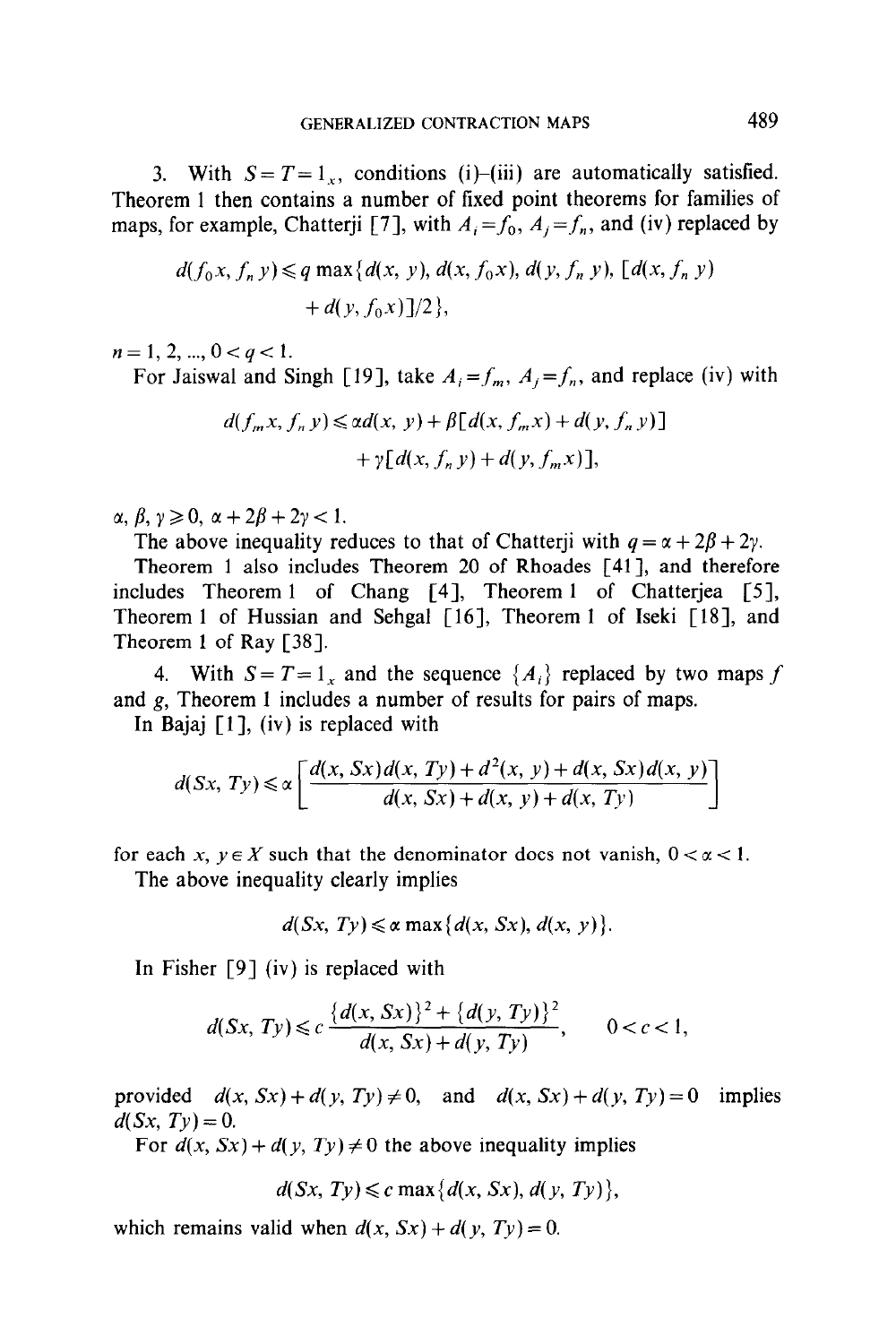3. With $S = T = 1_X$, conditions (i)–(iii) are automatically satisfied. Theorem 1 then contains a number of fixed point theorems for families of maps, for example, Chatterji [7], with $A_i = f_0$, $A_j = f_n$, and (iv) replaced by

$$d(f_0 x, f_n y) \leqslant q \max\{d(x, y), d(x, f_0 x), d(y, f_n y), [d(x, f_n y) + d(y, f_0 x)]/2\},$$

$n = 1, 2, \ldots, 0 < q < 1$.

For Jaiswal and Singh [19], take $A_i = f_m$, $A_j = f_n$, and replace (iv) with

$$d(f_m x, f_n y) \leqslant \alpha d(x, y) + \beta[d(x, f_m x) + d(y, f_n y)] + \gamma[d(x, f_n y) + d(y, f_m x)],$$

$\alpha, \beta, \gamma \geqslant 0$, $\alpha + 2\beta + 2\gamma < 1$.

The above inequality reduces to that of Chatterji with $q = \alpha + 2\beta + 2\gamma$.

Theorem 1 also includes Theorem 20 of Rhoades [41], and therefore includes Theorem 1 of Chang [4], Theorem 1 of Chatterjea [5], Theorem 1 of Hussian and Sehgal [16], Theorem 1 of Iseki [18], and Theorem 1 of Ray [38].

4. With $S = T = 1_X$ and the sequence $\{A_i\}$ replaced by two maps $f$ and $g$, Theorem 1 includes a number of results for pairs of maps.

In Bajaj [1], (iv) is replaced with

$$d(Sx, Ty) \leqslant \alpha \left[\frac{d(x, Sx) d(x, Ty) + d^2(x, y) + d(x, Sx) d(x, y)}{d(x, Sx) + d(x, y) + d(x, Ty)}\right]$$

for each $x, y \in X$ such that the denominator does not vanish, $0 < \alpha < 1$.

The above inequality clearly implies

$$d(Sx, Ty) \leqslant \alpha \max\{d(x, Sx), d(x, y)\}.$$

In Fisher [9] (iv) is replaced with

$$d(Sx, Ty) \leqslant c \frac{\{d(x, Sx)\}^2 + \{d(y, Ty)\}^2}{d(x, Sx) + d(y, Ty)}, \qquad 0 < c < 1,$$

provided $d(x, Sx) + d(y, Ty) \neq 0$, and $d(x, Sx) + d(y, Ty) = 0$ implies $d(Sx, Ty) = 0$.

For $d(x, Sx) + d(y, Ty) \neq 0$ the above inequality implies

$$d(Sx, Ty) \leqslant c \max\{d(x, Sx), d(y, Ty)\},$$

which remains valid when $d(x, Sx) + d(y, Ty) = 0$.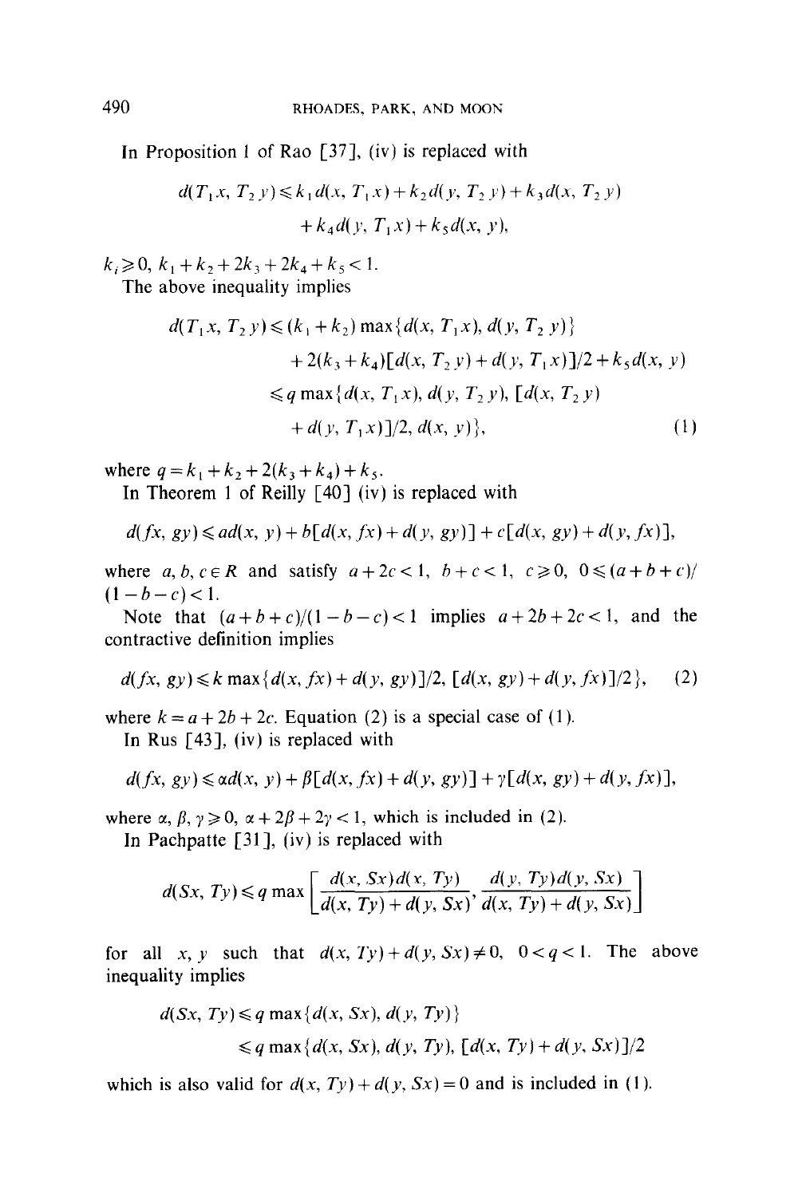In Proposition 1 of Rao [37], (iv) is replaced with

$$d(T_1 x, T_2 y) \leqslant k_1 d(x, T_1 x) + k_2 d(y, T_2 y) + k_3 d(x, T_2 y) + k_4 d(y, T_1 x) + k_5 d(x, y),$$

$k_i \geqslant 0$, $k_1 + k_2 + 2k_3 + 2k_4 + k_5 < 1$.

The above inequality implies

$$\begin{aligned} d(T_1 x, T_2 y) &\leqslant (k_1 + k_2) \max\{d(x, T_1 x), d(y, T_2 y)\} \\ &\quad + 2(k_3 + k_4)[d(x, T_2 y) + d(y, T_1 x)]/2 + k_5 d(x, y) \\ &\leqslant q \max\{d(x, T_1 x), d(y, T_2 y), [d(x, T_2 y) \\ &\quad + d(y, T_1 x)]/2, d(x, y)\}, \end{aligned} \tag{1}$$

where $q = k_1 + k_2 + 2(k_3 + k_4) + k_5$.

In Theorem 1 of Reilly [40] (iv) is replaced with

$$d(fx, gy) \leqslant a d(x, y) + b[d(x, fx) + d(y, gy)] + c[d(x, gy) + d(y, fx)],$$

where $a, b, c \in R$ and satisfy $a + 2c < 1$, $b + c < 1$, $c \geqslant 0$, $0 \leqslant (a + b + c)/(1 - b - c) < 1$.

Note that $(a + b + c)/(1 - b - c) < 1$ implies $a + 2b + 2c < 1$, and the contractive definition implies

$$d(fx, gy) \leqslant k \max\{d(x, fx) + d(y, gy)]/2, [d(x, gy) + d(y, fx)]/2\}, \tag{2}$$

where $k = a + 2b + 2c$. Equation (2) is a special case of (1).

In Rus [43], (iv) is replaced with

$$d(fx, gy) \leqslant \alpha d(x, y) + \beta[d(x, fx) + d(y, gy)] + \gamma[d(x, gy) + d(y, fx)],$$

where $\alpha, \beta, \gamma \geqslant 0$, $\alpha + 2\beta + 2\gamma < 1$, which is included in (2).

In Pachpatte [31], (iv) is replaced with

$$d(Sx, Ty) \leqslant q \max\left[\frac{d(x, Sx) d(x, Ty)}{d(x, Ty) + d(y, Sx)}, \frac{d(y, Ty) d(y, Sx)}{d(x, Ty) + d(y, Sx)}\right]$$

for all $x, y$ such that $d(x, Ty) + d(y, Sx) \neq 0$, $0 < q < 1$. The above inequality implies

$$\begin{aligned} d(Sx, Ty) &\leqslant q \max\{d(x, Sx), d(y, Ty)\} \\ &\leqslant q \max\{d(x, Sx), d(y, Ty), [d(x, Ty) + d(y, Sx)]/2 \end{aligned}$$

which is also valid for $d(x, Ty) + d(y, Sx) = 0$ and is included in (1).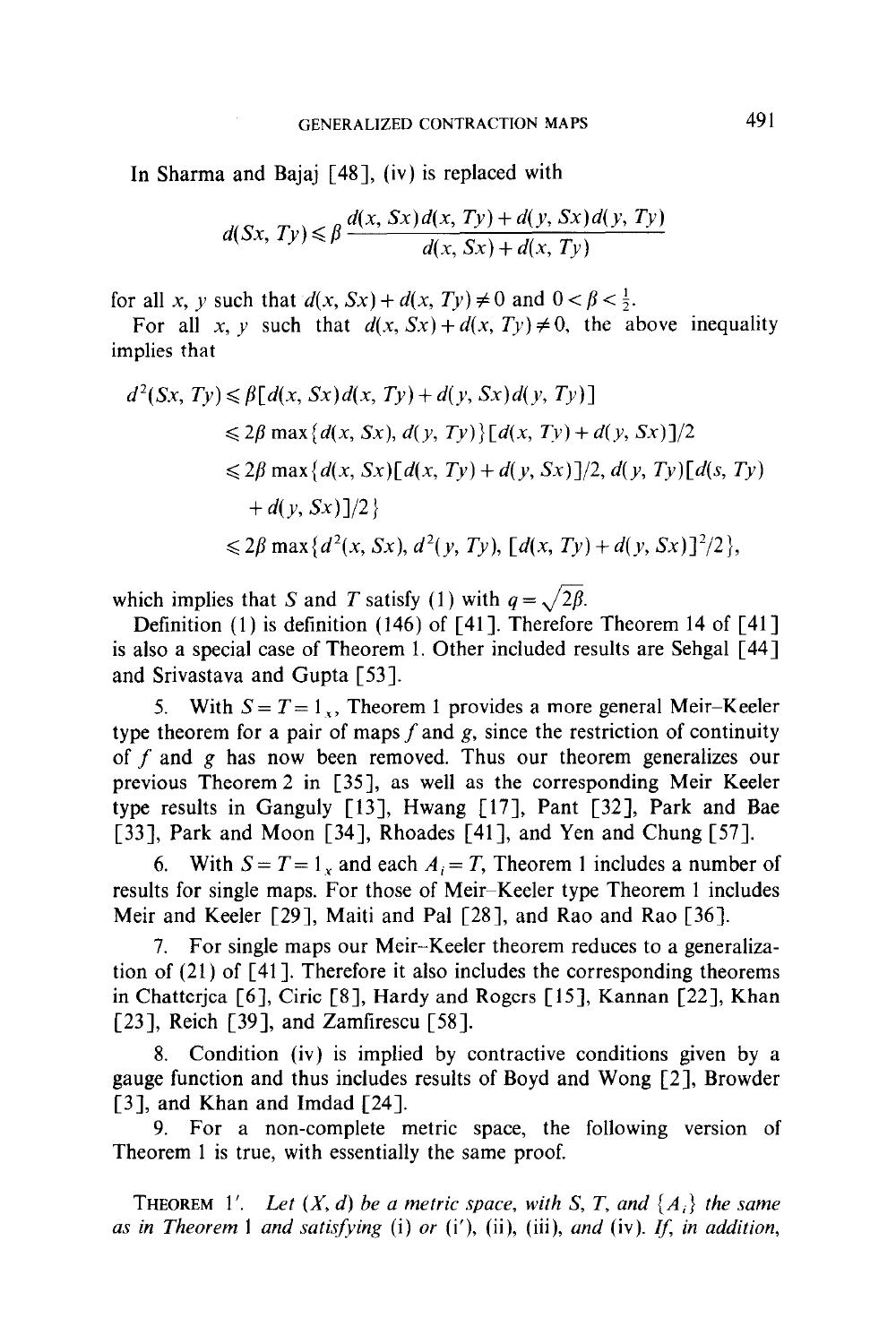In Sharma and Bajaj [48], (iv) is replaced with

$$d(Sx, Ty) \leqslant \beta \frac{d(x, Sx)d(x, Ty) + d(y, Sx)d(y, Ty)}{d(x, Sx) + d(x, Ty)}$$

for all $x$, $y$ such that $d(x, Sx) + d(x, Ty) \neq 0$ and $0 < \beta < \frac{1}{2}$.

For all $x$, $y$ such that $d(x, Sx) + d(x, Ty) \neq 0$, the above inequality implies that

$$\begin{aligned}
d^2(Sx, Ty) &\leqslant \beta[d(x, Sx)d(x, Ty) + d(y, Sx)d(y, Ty)] \\
&\leqslant 2\beta \max\{d(x, Sx), d(y, Ty)\}[d(x, Ty) + d(y, Sx)]/2 \\
&\leqslant 2\beta \max\{d(x, Sx)[d(x, Ty) + d(y, Sx)]/2, d(y, Ty)[d(s, Ty) \\
&\quad + d(y, Sx)]/2\} \\
&\leqslant 2\beta \max\{d^2(x, Sx), d^2(y, Ty), [d(x, Ty) + d(y, Sx)]^2/2\},
\end{aligned}$$

which implies that $S$ and $T$ satisfy (1) with $q = \sqrt{2\beta}$.

Definition (1) is definition (146) of [41]. Therefore Theorem 14 of [41] is also a special case of Theorem 1. Other included results are Sehgal [44] and Srivastava and Gupta [53].

5. With $S = T = 1_X$, Theorem 1 provides a more general Meir–Keeler type theorem for a pair of maps $f$ and $g$, since the restriction of continuity of $f$ and $g$ has now been removed. Thus our theorem generalizes our previous Theorem 2 in [35], as well as the corresponding Meir Keeler type results in Ganguly [13], Hwang [17], Pant [32], Park and Bae [33], Park and Moon [34], Rhoades [41], and Yen and Chung [57].

6. With $S = T = 1_X$ and each $A_i = T$, Theorem 1 includes a number of results for single maps. For those of Meir–Keeler type Theorem 1 includes Meir and Keeler [29], Maiti and Pal [28], and Rao and Rao [36].

7. For single maps our Meir–Keeler theorem reduces to a generalization of (21) of [41]. Therefore it also includes the corresponding theorems in Chatterjea [6], Ciric [8], Hardy and Rogers [15], Kannan [22], Khan [23], Reich [39], and Zamfirescu [58].

8. Condition (iv) is implied by contractive conditions given by a gauge function and thus includes results of Boyd and Wong [2], Browder [3], and Khan and Imdad [24].

9. For a non-complete metric space, the following version of Theorem 1 is true, with essentially the same proof.

**Theorem 1'.** *Let $(X, d)$ be a metric space, with $S$, $T$, and $\{A_i\}$ the same as in Theorem 1 and satisfying (i) or (i'), (ii), (iii), and (iv). If, in addition,*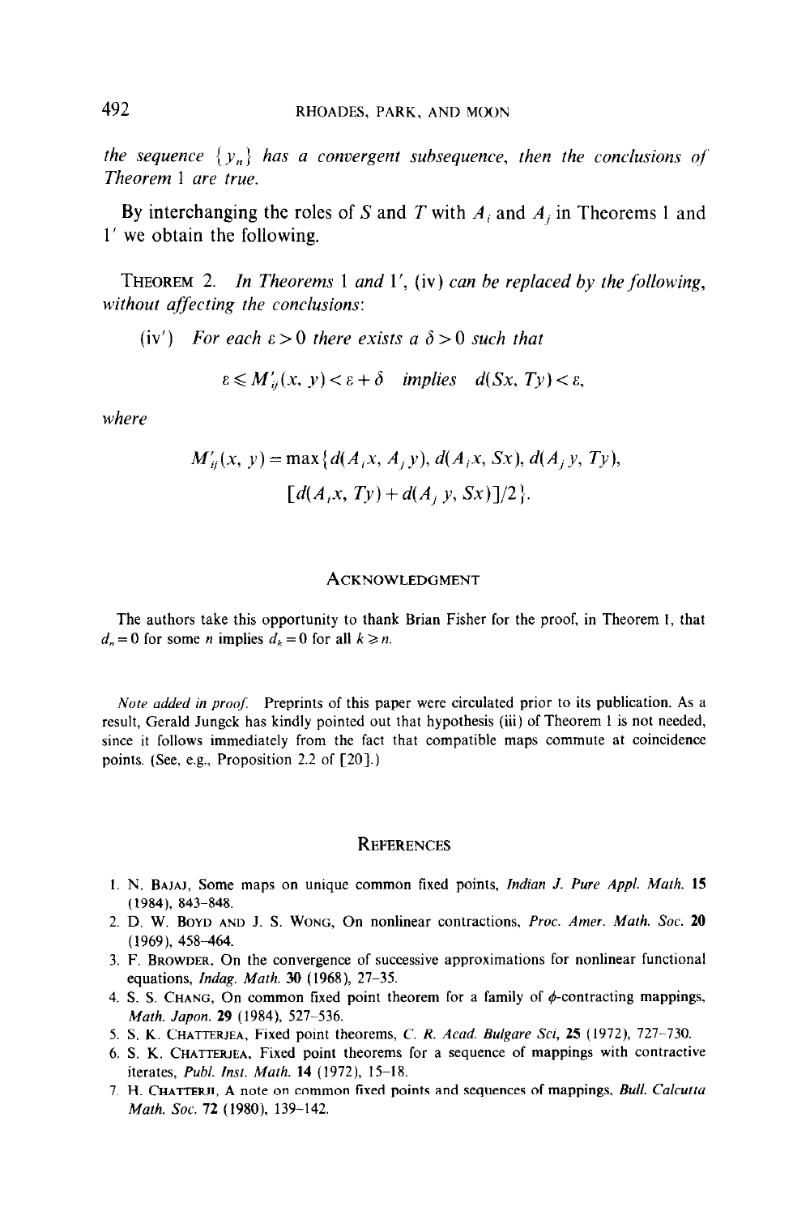*the sequence* $\{y_n\}$ *has a convergent subsequence, then the conclusions of Theorem* 1 *are true.*

By interchanging the roles of $S$ and $T$ with $A_i$ and $A_j$ in Theorems 1 and 1′ we obtain the following.

THEOREM 2. *In Theorems* 1 *and* 1′, (iv) *can be replaced by the following, without affecting the conclusions*:

(iv′) *For each* $\varepsilon > 0$ *there exists a* $\delta > 0$ *such that*

$$\varepsilon \leqslant M'_{ij}(x, y) < \varepsilon + \delta \quad \text{implies} \quad d(Sx, Ty) < \varepsilon,$$

*where*

$$M'_{ij}(x, y) = \max\{d(A_i x, A_j y), d(A_i x, Sx), d(A_j y, Ty), [d(A_i x, Ty) + d(A_j y, Sx)]/2\}.$$

## ACKNOWLEDGMENT

The authors take this opportunity to thank Brian Fisher for the proof, in Theorem 1, that $d_n = 0$ for some $n$ implies $d_k = 0$ for all $k \geqslant n$.

*Note added in proof.* Preprints of this paper were circulated prior to its publication. As a result, Gerald Jungck has kindly pointed out that hypothesis (iii) of Theorem 1 is not needed, since it follows immediately from the fact that compatible maps commute at coincidence points. (See, e.g., Proposition 2.2 of [20].)

## REFERENCES

1. N. BAJAJ, Some maps on unique common fixed points, *Indian J. Pure Appl. Math.* **15** (1984), 843–848.
2. D. W. BOYD AND J. S. WONG, On nonlinear contractions, *Proc. Amer. Math. Soc.* **20** (1969), 458–464.
3. F. BROWDER, On the convergence of successive approximations for nonlinear functional equations, *Indag. Math.* **30** (1968), 27–35.
4. S. S. CHANG, On common fixed point theorem for a family of $\phi$-contracting mappings, *Math. Japon.* **29** (1984), 527–536.
5. S. K. CHATTERJEA, Fixed point theorems, *C. R. Acad. Bulgare Sci*, **25** (1972), 727–730.
6. S. K. CHATTERJEA, Fixed point theorems for a sequence of mappings with contractive iterates, *Publ. Inst. Math.* **14** (1972), 15–18.
7. H. CHATTERJI, A note on common fixed points and sequences of mappings, *Bull. Calcutta Math. Soc.* **72** (1980), 139–142.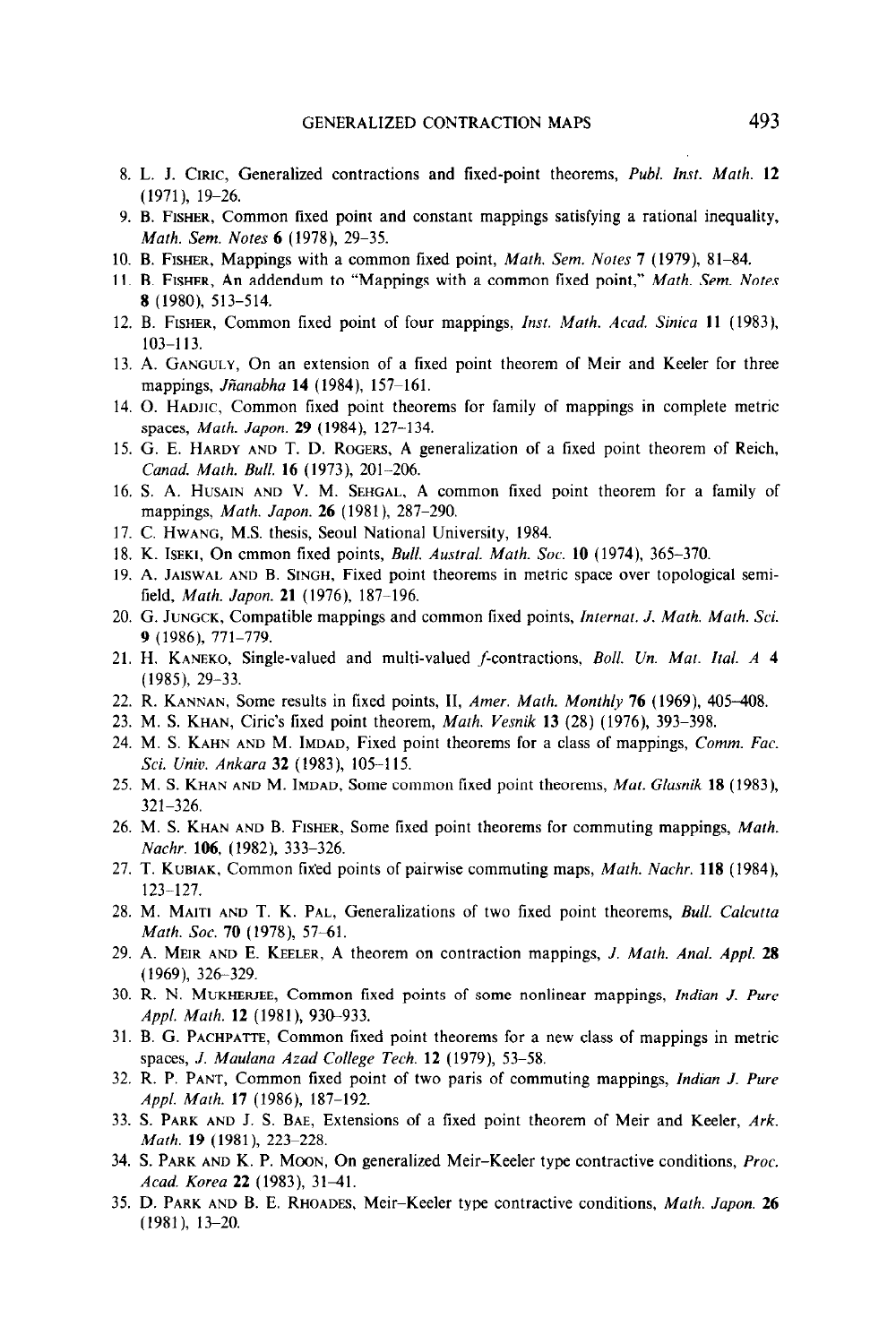8. L. J. Ciric, Generalized contractions and fixed-point theorems, *Publ. Inst. Math.* **12** (1971), 19–26.
9. B. Fisher, Common fixed point and constant mappings satisfying a rational inequality, *Math. Sem. Notes* **6** (1978), 29–35.
10. B. Fisher, Mappings with a common fixed point, *Math. Sem. Notes* **7** (1979), 81–84.
11. B. Fisher, An addendum to "Mappings with a common fixed point," *Math. Sem. Notes* **8** (1980), 513–514.
12. B. Fisher, Common fixed point of four mappings, *Inst. Math. Acad. Sinica* **11** (1983), 103–113.
13. A. Ganguly, On an extension of a fixed point theorem of Meir and Keeler for three mappings, *Jñanabha* **14** (1984), 157–161.
14. O. Hadjic, Common fixed point theorems for family of mappings in complete metric spaces, *Math. Japon.* **29** (1984), 127–134.
15. G. E. Hardy and T. D. Rogers, A generalization of a fixed point theorem of Reich, *Canad. Math. Bull.* **16** (1973), 201–206.
16. S. A. Husain and V. M. Sehgal, A common fixed point theorem for a family of mappings, *Math. Japon.* **26** (1981), 287–290.
17. C. Hwang, M.S. thesis, Seoul National University, 1984.
18. K. Iseki, On cmmon fixed points, *Bull. Austral. Math. Soc.* **10** (1974), 365–370.
19. A. Jaiswal and B. Singh, Fixed point theorems in metric space over topological semifield, *Math. Japon.* **21** (1976), 187–196.
20. G. Jungck, Compatible mappings and common fixed points, *Internat. J. Math. Math. Sci.* **9** (1986), 771–779.
21. H. Kaneko, Single-valued and multi-valued *f*-contractions, *Boll. Un. Mat. Ital. A* **4** (1985), 29–33.
22. R. Kannan, Some results in fixed points, II, *Amer. Math. Monthly* **76** (1969), 405–408.
23. M. S. Khan, Ciric's fixed point theorem, *Math. Vesnik* **13** (28) (1976), 393–398.
24. M. S. Kahn and M. Imdad, Fixed point theorems for a class of mappings, *Comm. Fac. Sci. Univ. Ankara* **32** (1983), 105–115.
25. M. S. Khan and M. Imdad, Some common fixed point theorems, *Mat. Glasnik* **18** (1983), 321–326.
26. M. S. Khan and B. Fisher, Some fixed point theorems for commuting mappings, *Math. Nachr.* **106**, (1982), 333–326.
27. T. Kubiak, Common fixed points of pairwise commuting maps, *Math. Nachr.* **118** (1984), 123–127.
28. M. Maiti and T. K. Pal, Generalizations of two fixed point theorems, *Bull. Calcutta Math. Soc.* **70** (1978), 57–61.
29. A. Meir and E. Keeler, A theorem on contraction mappings, *J. Math. Anal. Appl.* **28** (1969), 326–329.
30. R. N. Mukherjee, Common fixed points of some nonlinear mappings, *Indian J. Pure Appl. Math.* **12** (1981), 930–933.
31. B. G. Pachpatte, Common fixed point theorems for a new class of mappings in metric spaces, *J. Maulana Azad College Tech.* **12** (1979), 53–58.
32. R. P. Pant, Common fixed point of two paris of commuting mappings, *Indian J. Pure Appl. Math.* **17** (1986), 187–192.
33. S. Park and J. S. Bae, Extensions of a fixed point theorem of Meir and Keeler, *Ark. Math.* **19** (1981), 223–228.
34. S. Park and K. P. Moon, On generalized Meir–Keeler type contractive conditions, *Proc. Acad. Korea* **22** (1983), 31–41.
35. D. Park and B. E. Rhoades, Meir–Keeler type contractive conditions, *Math. Japon.* **26** (1981), 13–20.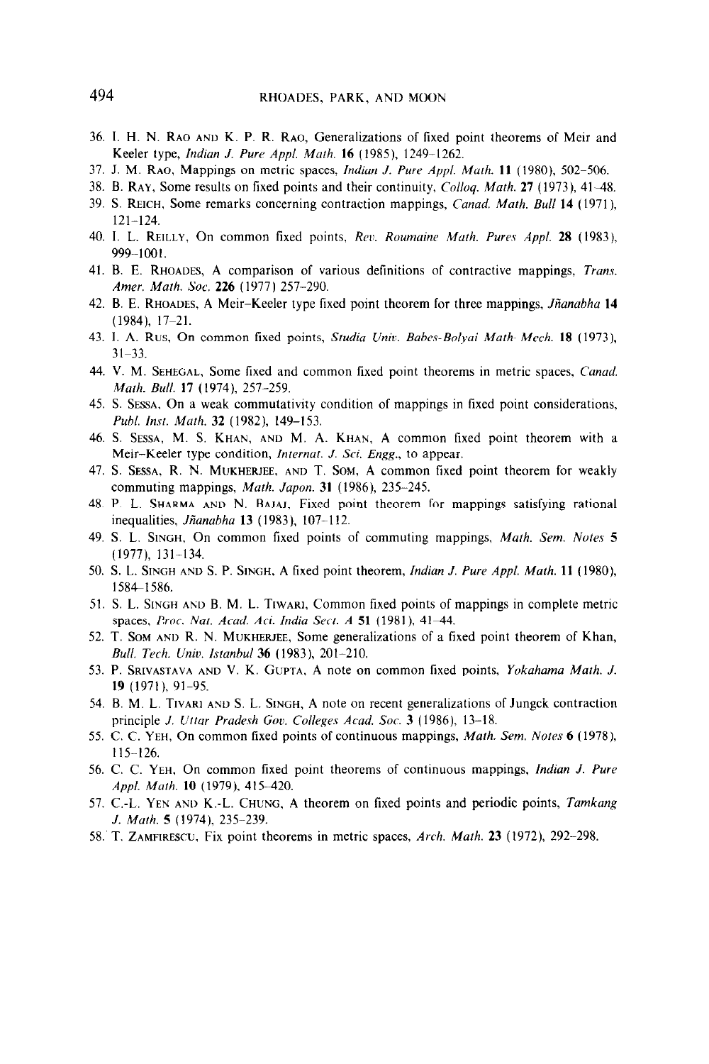36. I. H. N. RAO AND K. P. R. RAO, Generalizations of fixed point theorems of Meir and Keeler type, *Indian J. Pure Appl. Math.* **16** (1985), 1249–1262.
37. J. M. RAO, Mappings on metric spaces, *Indian J. Pure Appl. Math.* **11** (1980), 502–506.
38. B. RAY, Some results on fixed points and their continuity, *Colloq. Math.* **27** (1973), 41–48.
39. S. REICH, Some remarks concerning contraction mappings, *Canad. Math. Bull* **14** (1971), 121–124.
40. I. L. REILLY, On common fixed points, *Rev. Roumaine Math. Pures Appl.* **28** (1983), 999–1001.
41. B. E. RHOADES, A comparison of various definitions of contractive mappings, *Trans. Amer. Math. Soc.* **226** (1977) 257–290.
42. B. E. RHOADES, A Meir–Keeler type fixed point theorem for three mappings, *Jñanabha* **14** (1984), 17–21.
43. I. A. RUS, On common fixed points, *Studia Univ. Babes-Bolyai Math- Mech.* **18** (1973), 31–33.
44. V. M. SEHEGAL, Some fixed and common fixed point theorems in metric spaces, *Canad. Math. Bull.* **17** (1974), 257–259.
45. S. SESSA, On a weak commutativity condition of mappings in fixed point considerations, *Publ. Inst. Math.* **32** (1982), 149–153.
46. S. SESSA, M. S. KHAN, AND M. A. KHAN, A common fixed point theorem with a Meir–Keeler type condition, *Internat. J. Sci. Engg.*, to appear.
47. S. SESSA, R. N. MUKHERJEE, AND T. SOM, A common fixed point theorem for weakly commuting mappings, *Math. Japon.* **31** (1986), 235–245.
48. P. L. SHARMA AND N. BAJAJ, Fixed point theorem for mappings satisfying rational inequalities, *Jñanabha* **13** (1983), 107–112.
49. S. L. SINGH, On common fixed points of commuting mappings, *Math. Sem. Notes* **5** (1977), 131–134.
50. S. L. SINGH AND S. P. SINGH, A fixed point theorem, *Indian J. Pure Appl. Math.* **11** (1980), 1584–1586.
51. S. L. SINGH AND B. M. L. TIWARI, Common fixed points of mappings in complete metric spaces, *Proc. Nat. Acad. Aci. India Sect. A* **51** (1981), 41–44.
52. T. SOM AND R. N. MUKHERJEE, Some generalizations of a fixed point theorem of Khan, *Bull. Tech. Univ. Istanbul* **36** (1983), 201–210.
53. P. SRIVASTAVA AND V. K. GUPTA, A note on common fixed points, *Yokahama Math. J.* **19** (1971), 91–95.
54. B. M. L. TIVARI AND S. L. SINGH, A note on recent generalizations of Jungck contraction principle *J. Uttar Pradesh Gov. Colleges Acad. Soc.* **3** (1986), 13–18.
55. C. C. YEH, On common fixed points of continuous mappings, *Math. Sem. Notes* **6** (1978), 115–126.
56. C. C. YEH, On common fixed point theorems of continuous mappings, *Indian J. Pure Appl. Math.* **10** (1979), 415–420.
57. C.-L. YEN AND K.-L. CHUNG, A theorem on fixed points and periodic points, *Tamkang J. Math.* **5** (1974), 235–239.
58. T. ZAMFIRESCU, Fix point theorems in metric spaces, *Arch. Math.* **23** (1972), 292–298.